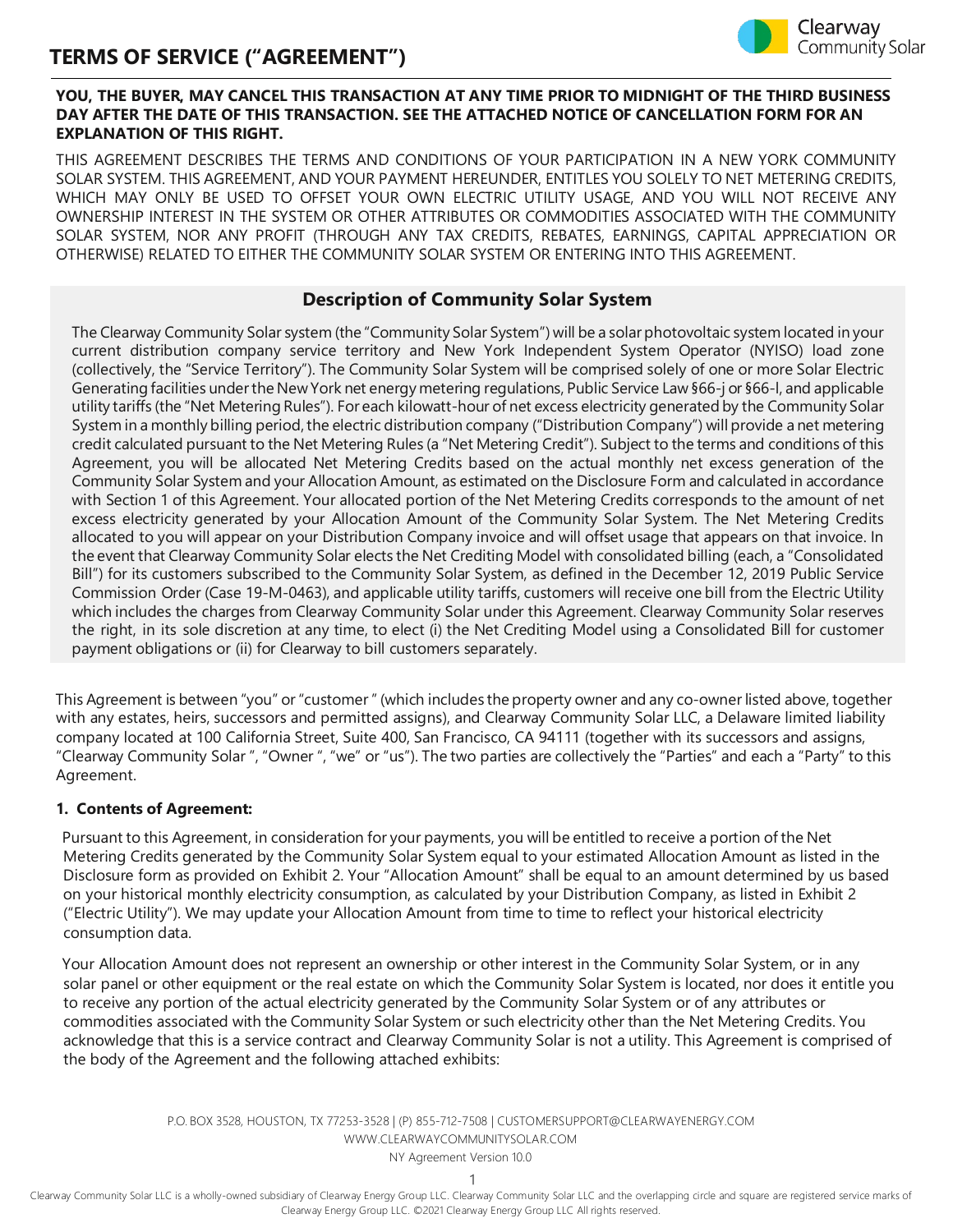# TERMS OF SERVICE ("AGREEMENT")

**YOU, THE BUYER, MAY CANCEL THIS TRANSACTION AT ANY TIME PRIOR TO MIDNIGHT OF THE THIRD BUSINESS DAY AFTER THE DATE OF THIS TRANSACTION. SEE THE ATTACHED NOTICE OF CANCELLATION FORM FOR AN EXPLANATION OF THIS RIGHT.**

THIS AGREEMENT DESCRIBES THE TERMS AND CONDITIONS OF YOUR PARTICIPATION IN A NEW YORK COMMUNITY SOLAR SYSTEM. THIS AGREEMENT, AND YOUR PAYMENT HEREUNDER, ENTITLES YOU SOLELY TO NET METERING CREDITS, WHICH MAY ONLY BE USED TO OFFSET YOUR OWN ELECTRIC UTILITY USAGE, AND YOU WILL NOT RECEIVE ANY OWNERSHIP INTEREST IN THE SYSTEM OR OTHER ATTRIBUTES OR COMMODITIES ASSOCIATED WITH THE COMMUNITY SOLAR SYSTEM, NOR ANY PROFIT (THROUGH ANY TAX CREDITS, REBATES, EARNINGS, CAPITAL APPRECIATION OR OTHERWISE) RELATED TO EITHER THE COMMUNITY SOLAR SYSTEM OR ENTERING INTO THIS AGREEMENT.

## Description of Community Solar System

The Clearway Community Solar system (the "Community Solar System") will be a solar photovoltaic system located in your current distribution company service territory and New York Independent System Operator (NYISO) load zone (collectively, the "Service Territory"). The Community Solar System will be comprised solely of one or more Solar Electric Generating facilities under the New York net energy metering regulations, Public Service Law §66-j or §66-l, and applicable utility tariffs (the "Net Metering Rules"). For each kilowatt-hour of net excess electricity generated by the Community Solar System in a monthly billing period, the electric distribution company ("Distribution Company") will provide a net metering credit calculated pursuant to the Net Metering Rules (a "Net Metering Credit"). Subject to the terms and conditions of this Agreement, you will be allocated Net Metering Credits based on the actual monthly net excess generation of the Community Solar System and your Allocation Amount, as estimated on the Disclosure Form and calculated in accordance with Section 1 of this Agreement. Your allocated portion of the Net Metering Credits corresponds to the amount of net excess electricity generated by your Allocation Amount of the Community Solar System. The Net Metering Credits allocated to you will appear on your Distribution Company invoice and will offset usage that appears on that invoice. In the event that Clearway Community Solar elects the Net Crediting Model with consolidated billing (each, a "Consolidated Bill") for its customers subscribed to the Community Solar System, as defined in the December 12, 2019 Public Service Commission Order (Case 19-M-0463), and applicable utility tariffs, customers will receive one bill from the Electric Utility which includes the charges from Clearway Community Solar under this Agreement. Clearway Community Solar reserves the right, in its sole discretion at any time, to elect (i) the Net Crediting Model using a Consolidated Bill for customer payment obligations or (ii) for Clearway to bill customers separately.

This Agreement is between "you" or "customer " (which includes the property owner and any co-owner listed above, together with any estates, heirs, successors and permitted assigns), and Clearway Community Solar LLC, a Delaware limited liability company located at 100 California Street, Suite 400, San Francisco, CA 94111 (together with its successors and assigns, "Clearway Community Solar ", "Owner ", "we" or "us"). The two parties are collectively the "Parties" and each a "Party" to this Agreement.

### 1. Contents of Agreement:

Pursuant to this Agreement, in consideration for your payments, you will be entitled to receive a portion of the Net Metering Credits generated by the Community Solar System equal to your estimated Allocation Amount as listed in the Disclosure form as provided on Exhibit 2. Your "Allocation Amount" shall be equal to an amount determined by us based on your historical monthly electricity consumption, as calculated by your Distribution Company, as listed in Exhibit 2 ("Electric Utility"). We may update your Allocation Amount from time to time to reflect your historical electricity consumption data.

Your Allocation Amount does not represent an ownership or other interest in the Community Solar System, or in any solar panel or other equipment or the real estate on which the Community Solar System is located, nor does it entitle you to receive any portion of the actual electricity generated by the Community Solar System or of any attributes or commodities associated with the Community Solar System or such electricity other than the Net Metering Credits. You acknowledge that this is a service contract and Clearway Community Solar is not a utility. This Agreement is comprised of the body of the Agreement and the following attached exhibits: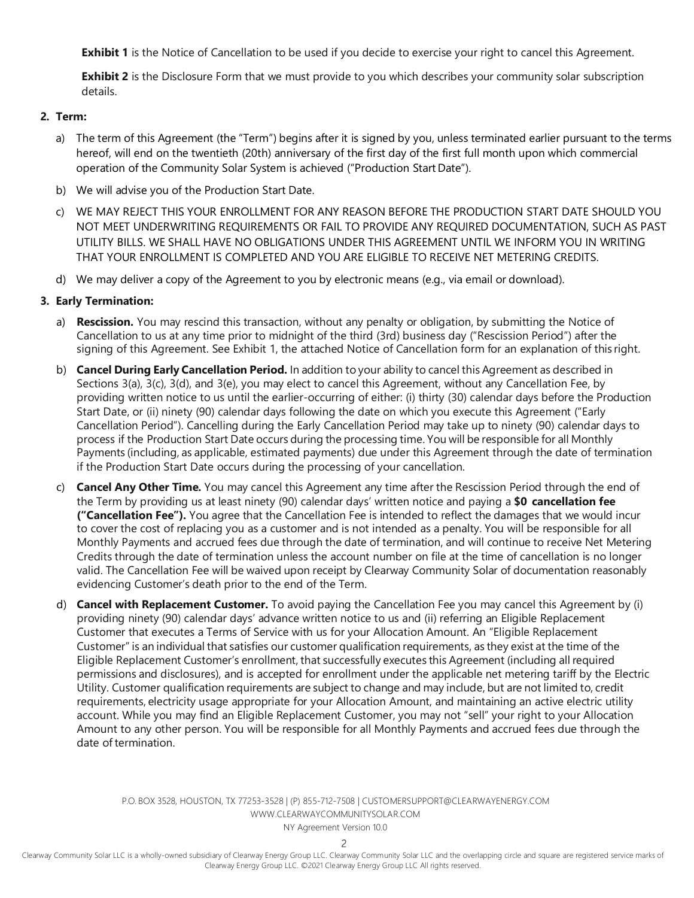**Exhibit 1** is the Notice of Cancellation to be used if you decide to exercise your right to cancel this Agreement.

**Exhibit 2** is the Disclosure Form that we must provide to you which describes your community solar subscription details.

**2. Term:**

a) The term of this Agreement (the "Term") begins after it is signed by you, unless terminated earlier pursuant to the terms hereof, will end on the twentieth (20th) anniversary of the first day of the first full month upon which commercial operation of the Community Solar System is achieved ("Production Start Date").

b) We will advise you of the Production Start Date.

c) WE MAY REJECT THIS YOUR ENROLLMENT FOR ANY REASON BEFORE THE PRODUCTION START DATE SHOULD YOU NOT MEET UNDERWRITING REQUIREMENTS OR FAIL TO PROVIDE ANY REQUIRED DOCUMENTATION, SUCH AS PAST UTILITY BILLS. WE SHALL HAVE NO OBLIGATIONS UNDER THIS AGREEMENT UNTIL WE INFORM YOU IN WRITING THAT YOUR ENROLLMENT IS COMPLETED AND YOU ARE ELIGIBLE TO RECEIVE NET METERING CREDITS.

d) We may deliver a copy of the Agreement to you by electronic means (e.g., via email or download).

**3. Early Termination:**

a) **Rescission.** You may rescind this transaction, without any penalty or obligation, by submitting the Notice of Cancellation to us at any time prior to midnight of the third (3rd) business day ("Rescission Period") after the signing of this Agreement. See Exhibit 1, the attached Notice of Cancellation form for an explanation of this right.

b) **Cancel During Early Cancellation Period.** In addition to your ability to cancel this Agreement as described in Sections 3(a), 3(c), 3(d), and 3(e), you may elect to cancel this Agreement, without any Cancellation Fee, by providing written notice to us until the earlier-occurring of either: (i) thirty (30) calendar days before the Production Start Date, or (ii) ninety (90) calendar days following the date on which you execute this Agreement ("Early Cancellation Period"). Cancelling during the Early Cancellation Period may take up to ninety (90) calendar days to process if the Production Start Date occurs during the processing time. You will be responsible for all Monthly Payments (including, as applicable, estimated payments) due under this Agreement through the date of termination if the Production Start Date occurs during the processing of your cancellation.

c) **Cancel Any Other Time.** You may cancel this Agreement any time after the Rescission Period through the end of the Term by providing us at least ninety (90) calendar days' written notice and paying a **$0 cancellation fee ("Cancellation Fee").** You agree that the Cancellation Fee is intended to reflect the damages that we would incur to cover the cost of replacing you as a customer and is not intended as a penalty. You will be responsible for all Monthly Payments and accrued fees due through the date of termination, and will continue to receive Net Metering Credits through the date of termination unless the account number on file at the time of cancellation is no longer valid. The Cancellation Fee will be waived upon receipt by Clearway Community Solar of documentation reasonably evidencing Customer's death prior to the end of the Term.

d) **Cancel with Replacement Customer.** To avoid paying the Cancellation Fee you may cancel this Agreement by (i) providing ninety (90) calendar days' advance written notice to us and (ii) referring an Eligible Replacement Customer that executes a Terms of Service with us for your Allocation Amount. An "Eligible Replacement Customer" is an individual that satisfies our customer qualification requirements, as they exist at the time of the Eligible Replacement Customer's enrollment, that successfully executes this Agreement (including all required permissions and disclosures), and is accepted for enrollment under the applicable net metering tariff by the Electric Utility. Customer qualification requirements are subject to change and may include, but are not limited to, credit requirements, electricity usage appropriate for your Allocation Amount, and maintaining an active electric utility account. While you may find an Eligible Replacement Customer, you may not "sell" your right to your Allocation Amount to any other person. You will be responsible for all Monthly Payments and accrued fees due through the date of termination.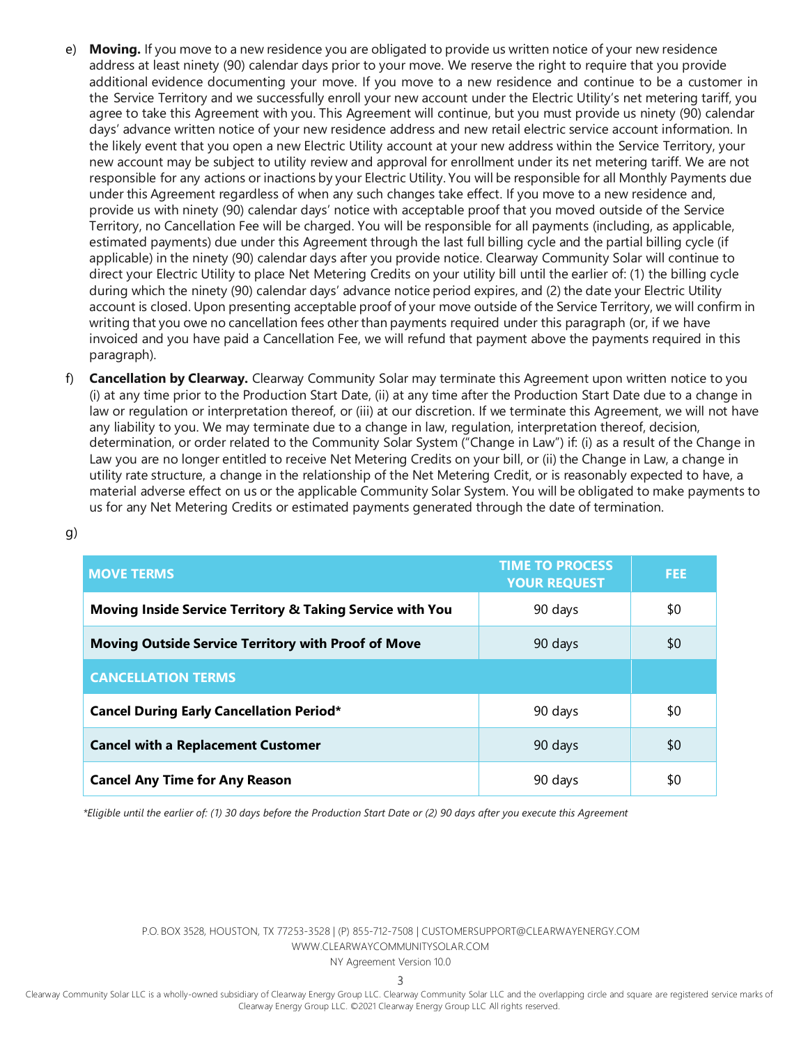e) **Moving.** If you move to a new residence you are obligated to provide us written notice of your new residence address at least ninety (90) calendar days prior to your move. We reserve the right to require that you provide additional evidence documenting your move. If you move to a new residence and continue to be a customer in the Service Territory and we successfully enroll your new account under the Electric Utility's net metering tariff, you agree to take this Agreement with you. This Agreement will continue, but you must provide us ninety (90) calendar days' advance written notice of your new residence address and new retail electric service account information. In the likely event that you open a new Electric Utility account at your new address within the Service Territory, your new account may be subject to utility review and approval for enrollment under its net metering tariff. We are not responsible for any actions or inactions by your Electric Utility. You will be responsible for all Monthly Payments due under this Agreement regardless of when any such changes take effect. If you move to a new residence and, provide us with ninety (90) calendar days' notice with acceptable proof that you moved outside of the Service Territory, no Cancellation Fee will be charged. You will be responsible for all payments (including, as applicable, estimated payments) due under this Agreement through the last full billing cycle and the partial billing cycle (if applicable) in the ninety (90) calendar days after you provide notice. Clearway Community Solar will continue to direct your Electric Utility to place Net Metering Credits on your utility bill until the earlier of: (1) the billing cycle during which the ninety (90) calendar days' advance notice period expires, and (2) the date your Electric Utility account is closed. Upon presenting acceptable proof of your move outside of the Service Territory, we will confirm in writing that you owe no cancellation fees other than payments required under this paragraph (or, if we have invoiced and you have paid a Cancellation Fee, we will refund that payment above the payments required in this paragraph).

f) **Cancellation by Clearway.** Clearway Community Solar may terminate this Agreement upon written notice to you (i) at any time prior to the Production Start Date, (ii) at any time after the Production Start Date due to a change in law or regulation or interpretation thereof, or (iii) at our discretion. If we terminate this Agreement, we will not have any liability to you. We may terminate due to a change in law, regulation, interpretation thereof, decision, determination, or order related to the Community Solar System ("Change in Law") if: (i) as a result of the Change in Law you are no longer entitled to receive Net Metering Credits on your bill, or (ii) the Change in Law, a change in utility rate structure, a change in the relationship of the Net Metering Credit, or is reasonably expected to have, a material adverse effect on us or the applicable Community Solar System. You will be obligated to make payments to us for any Net Metering Credits or estimated payments generated through the date of termination.

g)

| MOVE TERMS | TIME TO PROCESS YOUR REQUEST | FEE |
|---|---|---|
| **Moving Inside Service Territory & Taking Service with You** | 90 days | $0 |
| **Moving Outside Service Territory with Proof of Move** | 90 days | $0 |
| **CANCELLATION TERMS** | | |
| **Cancel During Early Cancellation Period*** | 90 days | $0 |
| **Cancel with a Replacement Customer** | 90 days | $0 |
| **Cancel Any Time for Any Reason** | 90 days | $0 |

*\*Eligible until the earlier of: (1) 30 days before the Production Start Date or (2) 90 days after you execute this Agreement*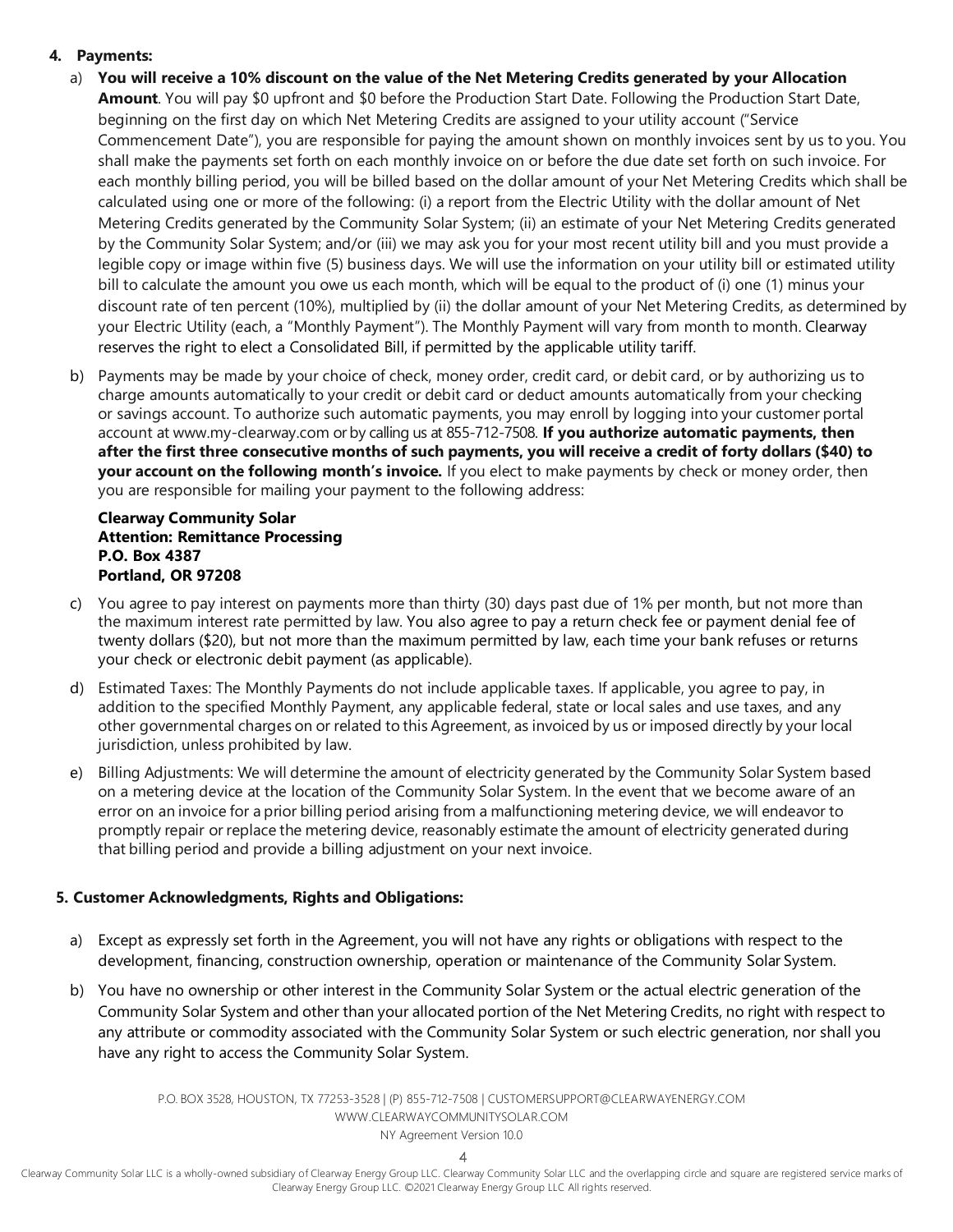4. **Payments:**

   a) **You will receive a 10% discount on the value of the Net Metering Credits generated by your Allocation Amount**. You will pay $0 upfront and $0 before the Production Start Date. Following the Production Start Date, beginning on the first day on which Net Metering Credits are assigned to your utility account ("Service Commencement Date"), you are responsible for paying the amount shown on monthly invoices sent by us to you. You shall make the payments set forth on each monthly invoice on or before the due date set forth on such invoice. For each monthly billing period, you will be billed based on the dollar amount of your Net Metering Credits which shall be calculated using one or more of the following: (i) a report from the Electric Utility with the dollar amount of Net Metering Credits generated by the Community Solar System; (ii) an estimate of your Net Metering Credits generated by the Community Solar System; and/or (iii) we may ask you for your most recent utility bill and you must provide a legible copy or image within five (5) business days. We will use the information on your utility bill or estimated utility bill to calculate the amount you owe us each month, which will be equal to the product of (i) one (1) minus your discount rate of ten percent (10%), multiplied by (ii) the dollar amount of your Net Metering Credits, as determined by your Electric Utility (each, a "Monthly Payment"). The Monthly Payment will vary from month to month. Clearway reserves the right to elect a Consolidated Bill, if permitted by the applicable utility tariff.

   b) Payments may be made by your choice of check, money order, credit card, or debit card, or by authorizing us to charge amounts automatically to your credit or debit card or deduct amounts automatically from your checking or savings account. To authorize such automatic payments, you may enroll by logging into your customer portal account at www.my-clearway.com or by calling us at 855-712-7508. **If you authorize automatic payments, then after the first three consecutive months of such payments, you will receive a credit of forty dollars ($40) to your account on the following month's invoice.** If you elect to make payments by check or money order, then you are responsible for mailing your payment to the following address:

      **Clearway Community Solar**
      **Attention: Remittance Processing**
      **P.O. Box 4387**
      **Portland, OR 97208**

   c) You agree to pay interest on payments more than thirty (30) days past due of 1% per month, but not more than the maximum interest rate permitted by law. You also agree to pay a return check fee or payment denial fee of twenty dollars ($20), but not more than the maximum permitted by law, each time your bank refuses or returns your check or electronic debit payment (as applicable).

   d) Estimated Taxes: The Monthly Payments do not include applicable taxes. If applicable, you agree to pay, in addition to the specified Monthly Payment, any applicable federal, state or local sales and use taxes, and any other governmental charges on or related to this Agreement, as invoiced by us or imposed directly by your local jurisdiction, unless prohibited by law.

   e) Billing Adjustments: We will determine the amount of electricity generated by the Community Solar System based on a metering device at the location of the Community Solar System. In the event that we become aware of an error on an invoice for a prior billing period arising from a malfunctioning metering device, we will endeavor to promptly repair or replace the metering device, reasonably estimate the amount of electricity generated during that billing period and provide a billing adjustment on your next invoice.

5. **Customer Acknowledgments, Rights and Obligations:**

   a) Except as expressly set forth in the Agreement, you will not have any rights or obligations with respect to the development, financing, construction ownership, operation or maintenance of the Community Solar System.

   b) You have no ownership or other interest in the Community Solar System or the actual electric generation of the Community Solar System and other than your allocated portion of the Net Metering Credits, no right with respect to any attribute or commodity associated with the Community Solar System or such electric generation, nor shall you have any right to access the Community Solar System.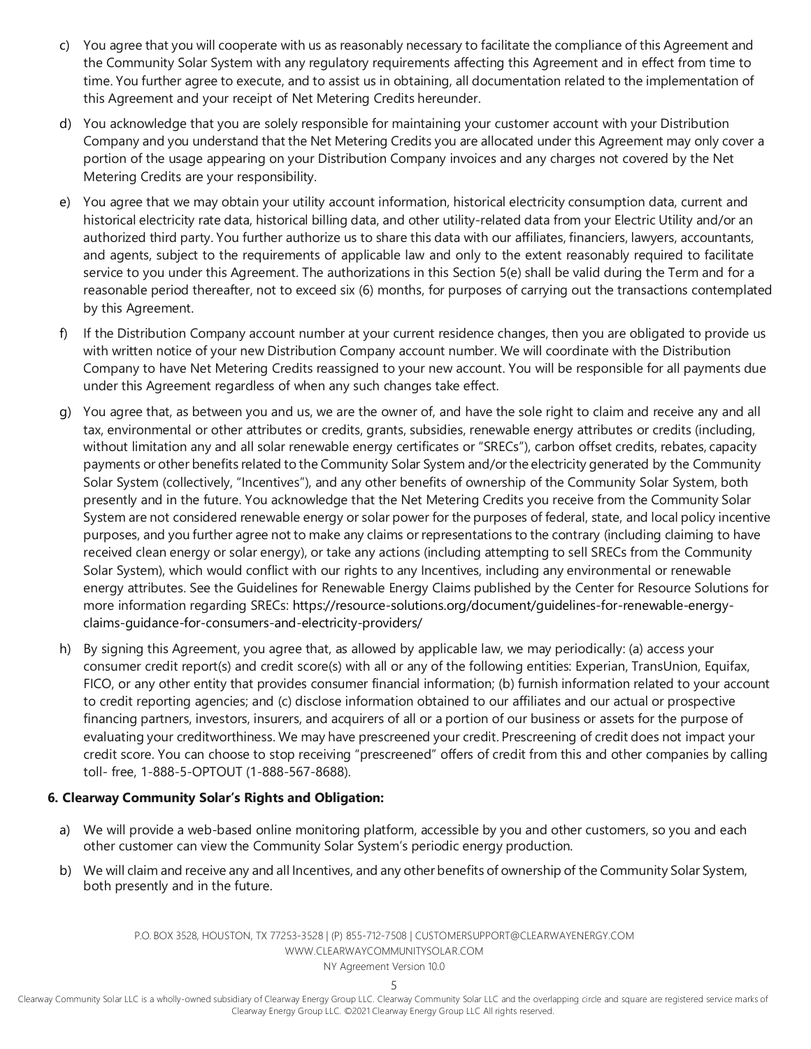c) You agree that you will cooperate with us as reasonably necessary to facilitate the compliance of this Agreement and the Community Solar System with any regulatory requirements affecting this Agreement and in effect from time to time. You further agree to execute, and to assist us in obtaining, all documentation related to the implementation of this Agreement and your receipt of Net Metering Credits hereunder.

d) You acknowledge that you are solely responsible for maintaining your customer account with your Distribution Company and you understand that the Net Metering Credits you are allocated under this Agreement may only cover a portion of the usage appearing on your Distribution Company invoices and any charges not covered by the Net Metering Credits are your responsibility.

e) You agree that we may obtain your utility account information, historical electricity consumption data, current and historical electricity rate data, historical billing data, and other utility-related data from your Electric Utility and/or an authorized third party. You further authorize us to share this data with our affiliates, financiers, lawyers, accountants, and agents, subject to the requirements of applicable law and only to the extent reasonably required to facilitate service to you under this Agreement. The authorizations in this Section 5(e) shall be valid during the Term and for a reasonable period thereafter, not to exceed six (6) months, for purposes of carrying out the transactions contemplated by this Agreement.

f) If the Distribution Company account number at your current residence changes, then you are obligated to provide us with written notice of your new Distribution Company account number. We will coordinate with the Distribution Company to have Net Metering Credits reassigned to your new account. You will be responsible for all payments due under this Agreement regardless of when any such changes take effect.

g) You agree that, as between you and us, we are the owner of, and have the sole right to claim and receive any and all tax, environmental or other attributes or credits, grants, subsidies, renewable energy attributes or credits (including, without limitation any and all solar renewable energy certificates or "SRECs"), carbon offset credits, rebates, capacity payments or other benefits related to the Community Solar System and/or the electricity generated by the Community Solar System (collectively, "Incentives"), and any other benefits of ownership of the Community Solar System, both presently and in the future. You acknowledge that the Net Metering Credits you receive from the Community Solar System are not considered renewable energy or solar power for the purposes of federal, state, and local policy incentive purposes, and you further agree not to make any claims or representations to the contrary (including claiming to have received clean energy or solar energy), or take any actions (including attempting to sell SRECs from the Community Solar System), which would conflict with our rights to any Incentives, including any environmental or renewable energy attributes. See the Guidelines for Renewable Energy Claims published by the Center for Resource Solutions for more information regarding SRECs: https://resource-solutions.org/document/guidelines-for-renewable-energy-claims-guidance-for-consumers-and-electricity-providers/

h) By signing this Agreement, you agree that, as allowed by applicable law, we may periodically: (a) access your consumer credit report(s) and credit score(s) with all or any of the following entities: Experian, TransUnion, Equifax, FICO, or any other entity that provides consumer financial information; (b) furnish information related to your account to credit reporting agencies; and (c) disclose information obtained to our affiliates and our actual or prospective financing partners, investors, insurers, and acquirers of all or a portion of our business or assets for the purpose of evaluating your creditworthiness. We may have prescreened your credit. Prescreening of credit does not impact your credit score. You can choose to stop receiving "prescreened" offers of credit from this and other companies by calling toll- free, 1-888-5-OPTOUT (1-888-567-8688).

**6. Clearway Community Solar's Rights and Obligation:**

a) We will provide a web-based online monitoring platform, accessible by you and other customers, so you and each other customer can view the Community Solar System's periodic energy production.

b) We will claim and receive any and all Incentives, and any other benefits of ownership of the Community Solar System, both presently and in the future.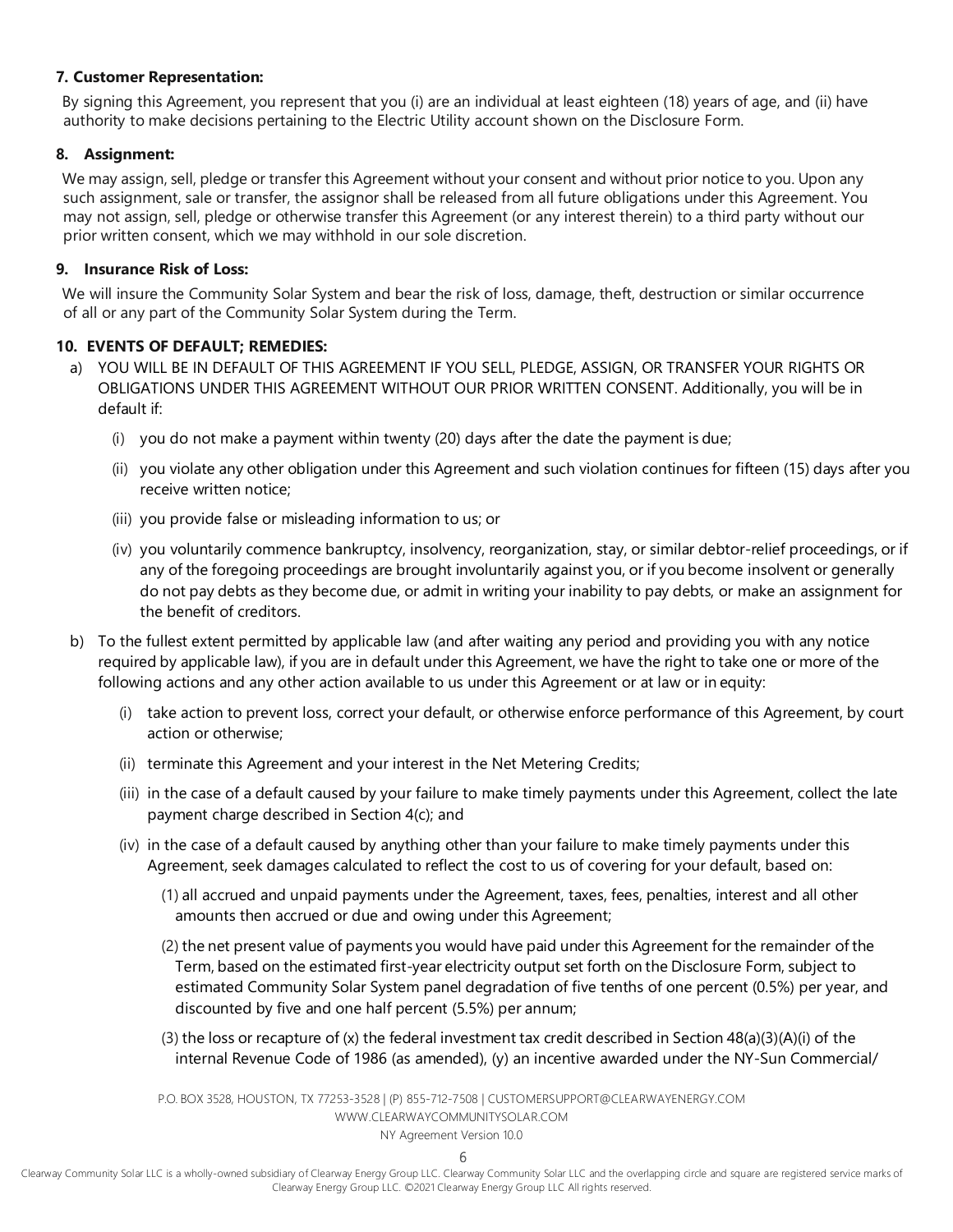**7. Customer Representation:**

By signing this Agreement, you represent that you (i) are an individual at least eighteen (18) years of age, and (ii) have authority to make decisions pertaining to the Electric Utility account shown on the Disclosure Form.

**8. Assignment:**

We may assign, sell, pledge or transfer this Agreement without your consent and without prior notice to you. Upon any such assignment, sale or transfer, the assignor shall be released from all future obligations under this Agreement. You may not assign, sell, pledge or otherwise transfer this Agreement (or any interest therein) to a third party without our prior written consent, which we may withhold in our sole discretion.

**9. Insurance Risk of Loss:**

We will insure the Community Solar System and bear the risk of loss, damage, theft, destruction or similar occurrence of all or any part of the Community Solar System during the Term.

**10. EVENTS OF DEFAULT; REMEDIES:**

a) YOU WILL BE IN DEFAULT OF THIS AGREEMENT IF YOU SELL, PLEDGE, ASSIGN, OR TRANSFER YOUR RIGHTS OR OBLIGATIONS UNDER THIS AGREEMENT WITHOUT OUR PRIOR WRITTEN CONSENT. Additionally, you will be in default if:

   (i) you do not make a payment within twenty (20) days after the date the payment is due;

   (ii) you violate any other obligation under this Agreement and such violation continues for fifteen (15) days after you receive written notice;

   (iii) you provide false or misleading information to us; or

   (iv) you voluntarily commence bankruptcy, insolvency, reorganization, stay, or similar debtor-relief proceedings, or if any of the foregoing proceedings are brought involuntarily against you, or if you become insolvent or generally do not pay debts as they become due, or admit in writing your inability to pay debts, or make an assignment for the benefit of creditors.

b) To the fullest extent permitted by applicable law (and after waiting any period and providing you with any notice required by applicable law), if you are in default under this Agreement, we have the right to take one or more of the following actions and any other action available to us under this Agreement or at law or in equity:

   (i) take action to prevent loss, correct your default, or otherwise enforce performance of this Agreement, by court action or otherwise;

   (ii) terminate this Agreement and your interest in the Net Metering Credits;

   (iii) in the case of a default caused by your failure to make timely payments under this Agreement, collect the late payment charge described in Section 4(c); and

   (iv) in the case of a default caused by anything other than your failure to make timely payments under this Agreement, seek damages calculated to reflect the cost to us of covering for your default, based on:

      (1) all accrued and unpaid payments under the Agreement, taxes, fees, penalties, interest and all other amounts then accrued or due and owing under this Agreement;

      (2) the net present value of payments you would have paid under this Agreement for the remainder of the Term, based on the estimated first-year electricity output set forth on the Disclosure Form, subject to estimated Community Solar System panel degradation of five tenths of one percent (0.5%) per year, and discounted by five and one half percent (5.5%) per annum;

      (3) the loss or recapture of (x) the federal investment tax credit described in Section 48(a)(3)(A)(i) of the internal Revenue Code of 1986 (as amended), (y) an incentive awarded under the NY-Sun Commercial/

P.O. BOX 3528, HOUSTON, TX 77253-3528 | (P) 855-712-7508 | CUSTOMERSUPPORT@CLEARWAYENERGY.COM
WWW.CLEARWAYCOMMUNITYSOLAR.COM
NY Agreement Version 10.0

Clearway Community Solar LLC is a wholly-owned subsidiary of Clearway Energy Group LLC. Clearway Community Solar LLC and the overlapping circle and square are registered service marks of Clearway Energy Group LLC. ©2021 Clearway Energy Group LLC All rights reserved.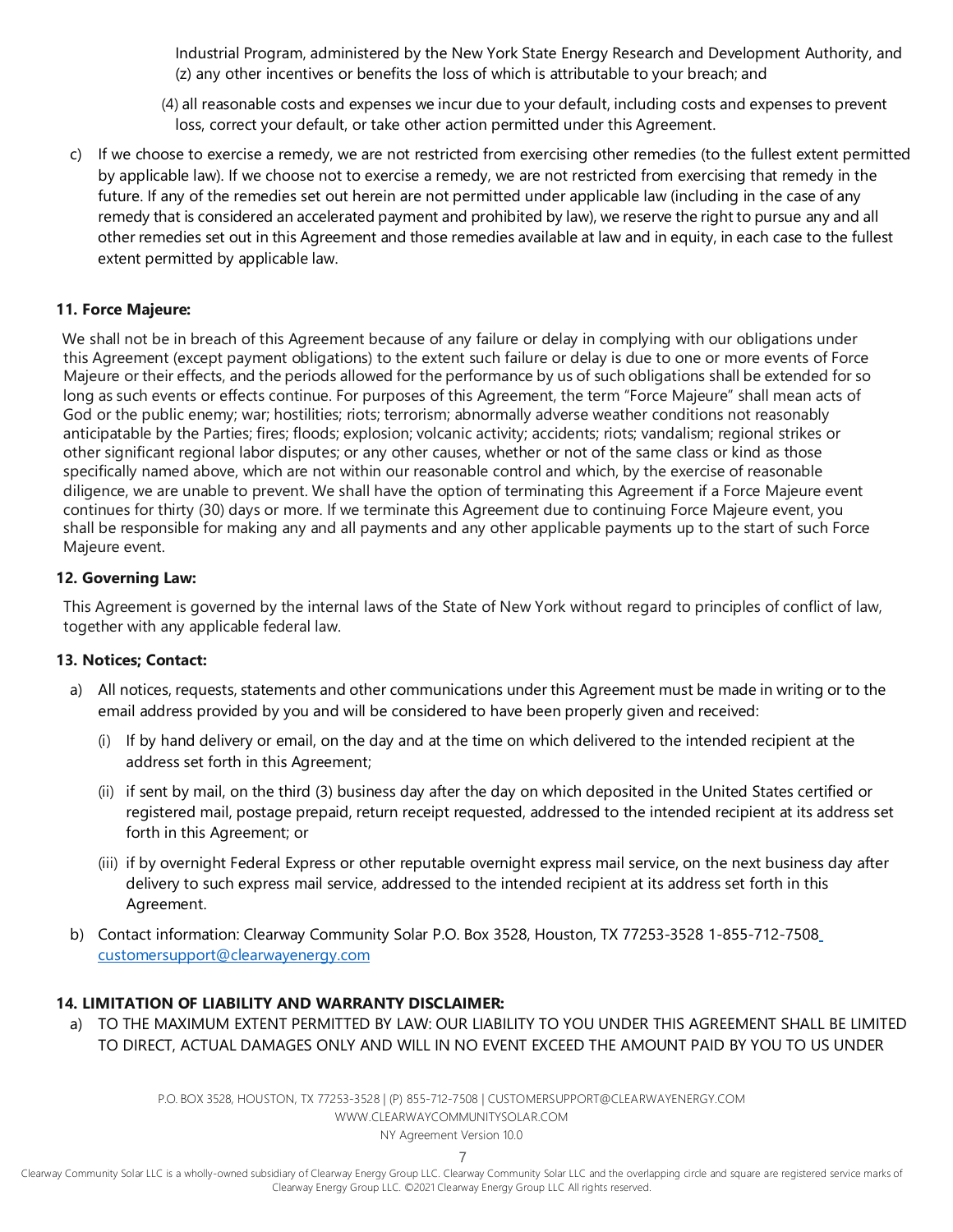Industrial Program, administered by the New York State Energy Research and Development Authority, and (z) any other incentives or benefits the loss of which is attributable to your breach; and

(4) all reasonable costs and expenses we incur due to your default, including costs and expenses to prevent loss, correct your default, or take other action permitted under this Agreement.

c) If we choose to exercise a remedy, we are not restricted from exercising other remedies (to the fullest extent permitted by applicable law). If we choose not to exercise a remedy, we are not restricted from exercising that remedy in the future. If any of the remedies set out herein are not permitted under applicable law (including in the case of any remedy that is considered an accelerated payment and prohibited by law), we reserve the right to pursue any and all other remedies set out in this Agreement and those remedies available at law and in equity, in each case to the fullest extent permitted by applicable law.

**11. Force Majeure:**

We shall not be in breach of this Agreement because of any failure or delay in complying with our obligations under this Agreement (except payment obligations) to the extent such failure or delay is due to one or more events of Force Majeure or their effects, and the periods allowed for the performance by us of such obligations shall be extended for so long as such events or effects continue. For purposes of this Agreement, the term "Force Majeure" shall mean acts of God or the public enemy; war; hostilities; riots; terrorism; abnormally adverse weather conditions not reasonably anticipatable by the Parties; fires; floods; explosion; volcanic activity; accidents; riots; vandalism; regional strikes or other significant regional labor disputes; or any other causes, whether or not of the same class or kind as those specifically named above, which are not within our reasonable control and which, by the exercise of reasonable diligence, we are unable to prevent. We shall have the option of terminating this Agreement if a Force Majeure event continues for thirty (30) days or more. If we terminate this Agreement due to continuing Force Majeure event, you shall be responsible for making any and all payments and any other applicable payments up to the start of such Force Majeure event.

**12. Governing Law:**

This Agreement is governed by the internal laws of the State of New York without regard to principles of conflict of law, together with any applicable federal law.

**13. Notices; Contact:**

a) All notices, requests, statements and other communications under this Agreement must be made in writing or to the email address provided by you and will be considered to have been properly given and received:

   (i) If by hand delivery or email, on the day and at the time on which delivered to the intended recipient at the address set forth in this Agreement;

   (ii) if sent by mail, on the third (3) business day after the day on which deposited in the United States certified or registered mail, postage prepaid, return receipt requested, addressed to the intended recipient at its address set forth in this Agreement; or

   (iii) if by overnight Federal Express or other reputable overnight express mail service, on the next business day after delivery to such express mail service, addressed to the intended recipient at its address set forth in this Agreement.

b) Contact information: Clearway Community Solar P.O. Box 3528, Houston, TX 77253-3528 1-855-712-7508 customersupport@clearwayenergy.com

**14. LIMITATION OF LIABILITY AND WARRANTY DISCLAIMER:**

a) TO THE MAXIMUM EXTENT PERMITTED BY LAW: OUR LIABILITY TO YOU UNDER THIS AGREEMENT SHALL BE LIMITED TO DIRECT, ACTUAL DAMAGES ONLY AND WILL IN NO EVENT EXCEED THE AMOUNT PAID BY YOU TO US UNDER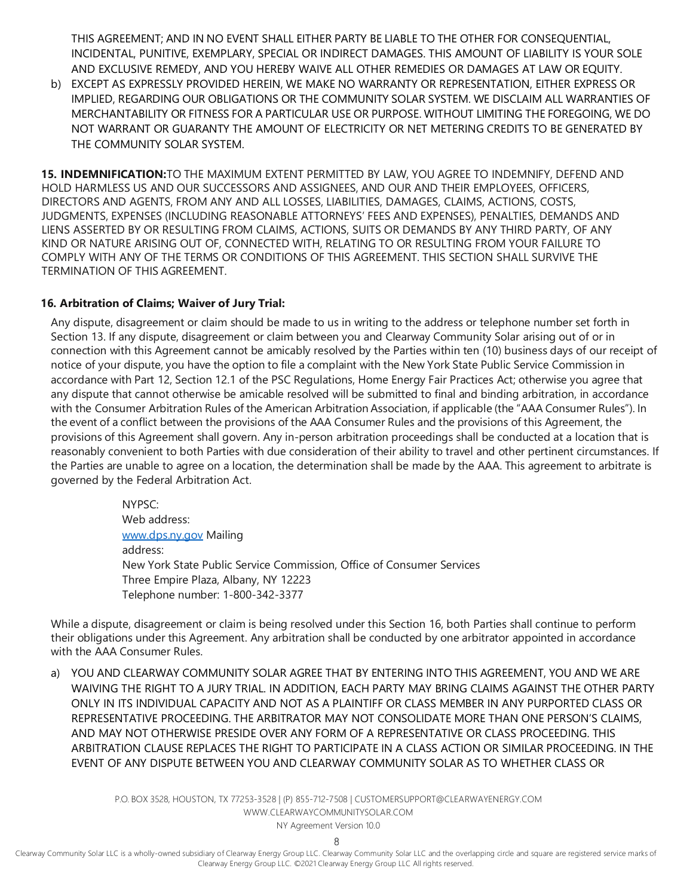THIS AGREEMENT; AND IN NO EVENT SHALL EITHER PARTY BE LIABLE TO THE OTHER FOR CONSEQUENTIAL, INCIDENTAL, PUNITIVE, EXEMPLARY, SPECIAL OR INDIRECT DAMAGES. THIS AMOUNT OF LIABILITY IS YOUR SOLE AND EXCLUSIVE REMEDY, AND YOU HEREBY WAIVE ALL OTHER REMEDIES OR DAMAGES AT LAW OR EQUITY.

b) EXCEPT AS EXPRESSLY PROVIDED HEREIN, WE MAKE NO WARRANTY OR REPRESENTATION, EITHER EXPRESS OR IMPLIED, REGARDING OUR OBLIGATIONS OR THE COMMUNITY SOLAR SYSTEM. WE DISCLAIM ALL WARRANTIES OF MERCHANTABILITY OR FITNESS FOR A PARTICULAR USE OR PURPOSE. WITHOUT LIMITING THE FOREGOING, WE DO NOT WARRANT OR GUARANTY THE AMOUNT OF ELECTRICITY OR NET METERING CREDITS TO BE GENERATED BY THE COMMUNITY SOLAR SYSTEM.

**15. INDEMNIFICATION:** TO THE MAXIMUM EXTENT PERMITTED BY LAW, YOU AGREE TO INDEMNIFY, DEFEND AND HOLD HARMLESS US AND OUR SUCCESSORS AND ASSIGNEES, AND OUR AND THEIR EMPLOYEES, OFFICERS, DIRECTORS AND AGENTS, FROM ANY AND ALL LOSSES, LIABILITIES, DAMAGES, CLAIMS, ACTIONS, COSTS, JUDGMENTS, EXPENSES (INCLUDING REASONABLE ATTORNEYS' FEES AND EXPENSES), PENALTIES, DEMANDS AND LIENS ASSERTED BY OR RESULTING FROM CLAIMS, ACTIONS, SUITS OR DEMANDS BY ANY THIRD PARTY, OF ANY KIND OR NATURE ARISING OUT OF, CONNECTED WITH, RELATING TO OR RESULTING FROM YOUR FAILURE TO COMPLY WITH ANY OF THE TERMS OR CONDITIONS OF THIS AGREEMENT. THIS SECTION SHALL SURVIVE THE TERMINATION OF THIS AGREEMENT.

**16. Arbitration of Claims; Waiver of Jury Trial:**

Any dispute, disagreement or claim should be made to us in writing to the address or telephone number set forth in Section 13. If any dispute, disagreement or claim between you and Clearway Community Solar arising out of or in connection with this Agreement cannot be amicably resolved by the Parties within ten (10) business days of our receipt of notice of your dispute, you have the option to file a complaint with the New York State Public Service Commission in accordance with Part 12, Section 12.1 of the PSC Regulations, Home Energy Fair Practices Act; otherwise you agree that any dispute that cannot otherwise be amicable resolved will be submitted to final and binding arbitration, in accordance with the Consumer Arbitration Rules of the American Arbitration Association, if applicable (the "AAA Consumer Rules"). In the event of a conflict between the provisions of the AAA Consumer Rules and the provisions of this Agreement, the provisions of this Agreement shall govern. Any in-person arbitration proceedings shall be conducted at a location that is reasonably convenient to both Parties with due consideration of their ability to travel and other pertinent circumstances. If the Parties are unable to agree on a location, the determination shall be made by the AAA. This agreement to arbitrate is governed by the Federal Arbitration Act.

NYPSC:
Web address:
[www.dps.ny.gov](http://www.dps.ny.gov) Mailing
address:
New York State Public Service Commission, Office of Consumer Services
Three Empire Plaza, Albany, NY 12223
Telephone number: 1-800-342-3377

While a dispute, disagreement or claim is being resolved under this Section 16, both Parties shall continue to perform their obligations under this Agreement. Any arbitration shall be conducted by one arbitrator appointed in accordance with the AAA Consumer Rules.

a) YOU AND CLEARWAY COMMUNITY SOLAR AGREE THAT BY ENTERING INTO THIS AGREEMENT, YOU AND WE ARE WAIVING THE RIGHT TO A JURY TRIAL. IN ADDITION, EACH PARTY MAY BRING CLAIMS AGAINST THE OTHER PARTY ONLY IN ITS INDIVIDUAL CAPACITY AND NOT AS A PLAINTIFF OR CLASS MEMBER IN ANY PURPORTED CLASS OR REPRESENTATIVE PROCEEDING. THE ARBITRATOR MAY NOT CONSOLIDATE MORE THAN ONE PERSON'S CLAIMS, AND MAY NOT OTHERWISE PRESIDE OVER ANY FORM OF A REPRESENTATIVE OR CLASS PROCEEDING. THIS ARBITRATION CLAUSE REPLACES THE RIGHT TO PARTICIPATE IN A CLASS ACTION OR SIMILAR PROCEEDING. IN THE EVENT OF ANY DISPUTE BETWEEN YOU AND CLEARWAY COMMUNITY SOLAR AS TO WHETHER CLASS OR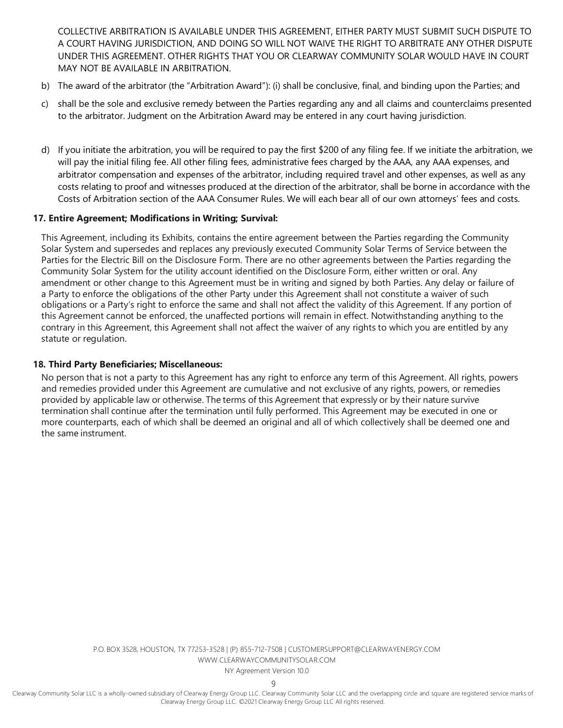COLLECTIVE ARBITRATION IS AVAILABLE UNDER THIS AGREEMENT, EITHER PARTY MUST SUBMIT SUCH DISPUTE TO A COURT HAVING JURISDICTION, AND DOING SO WILL NOT WAIVE THE RIGHT TO ARBITRATE ANY OTHER DISPUTE UNDER THIS AGREEMENT. OTHER RIGHTS THAT YOU OR CLEARWAY COMMUNITY SOLAR WOULD HAVE IN COURT MAY NOT BE AVAILABLE IN ARBITRATION.

b) The award of the arbitrator (the "Arbitration Award"): (i) shall be conclusive, final, and binding upon the Parties; and

c) shall be the sole and exclusive remedy between the Parties regarding any and all claims and counterclaims presented to the arbitrator. Judgment on the Arbitration Award may be entered in any court having jurisdiction.

d) If you initiate the arbitration, you will be required to pay the first $200 of any filing fee. If we initiate the arbitration, we will pay the initial filing fee. All other filing fees, administrative fees charged by the AAA, any AAA expenses, and arbitrator compensation and expenses of the arbitrator, including required travel and other expenses, as well as any costs relating to proof and witnesses produced at the direction of the arbitrator, shall be borne in accordance with the Costs of Arbitration section of the AAA Consumer Rules. We will each bear all of our own attorneys' fees and costs.

**17. Entire Agreement; Modifications in Writing; Survival:**

This Agreement, including its Exhibits, contains the entire agreement between the Parties regarding the Community Solar System and supersedes and replaces any previously executed Community Solar Terms of Service between the Parties for the Electric Bill on the Disclosure Form. There are no other agreements between the Parties regarding the Community Solar System for the utility account identified on the Disclosure Form, either written or oral. Any amendment or other change to this Agreement must be in writing and signed by both Parties. Any delay or failure of a Party to enforce the obligations of the other Party under this Agreement shall not constitute a waiver of such obligations or a Party's right to enforce the same and shall not affect the validity of this Agreement. If any portion of this Agreement cannot be enforced, the unaffected portions will remain in effect. Notwithstanding anything to the contrary in this Agreement, this Agreement shall not affect the waiver of any rights to which you are entitled by any statute or regulation.

**18. Third Party Beneficiaries; Miscellaneous:**

No person that is not a party to this Agreement has any right to enforce any term of this Agreement. All rights, powers and remedies provided under this Agreement are cumulative and not exclusive of any rights, powers, or remedies provided by applicable law or otherwise. The terms of this Agreement that expressly or by their nature survive termination shall continue after the termination until fully performed. This Agreement may be executed in one or more counterparts, each of which shall be deemed an original and all of which collectively shall be deemed one and the same instrument.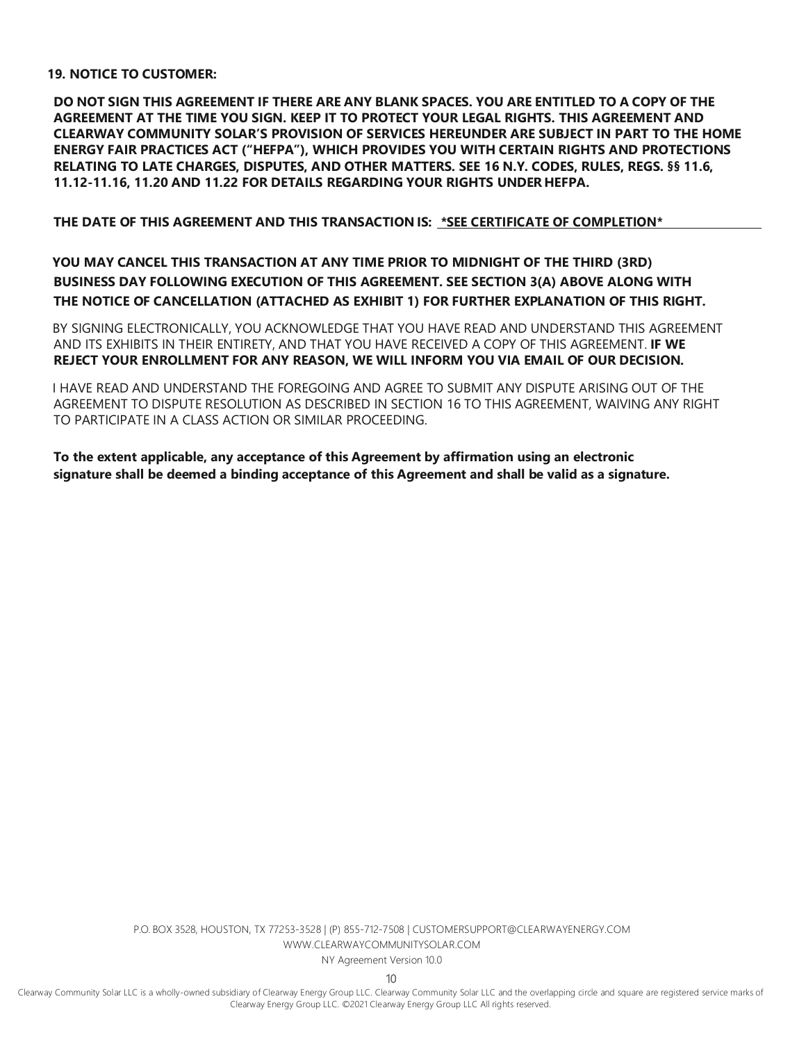**19. NOTICE TO CUSTOMER:**

**DO NOT SIGN THIS AGREEMENT IF THERE ARE ANY BLANK SPACES. YOU ARE ENTITLED TO A COPY OF THE AGREEMENT AT THE TIME YOU SIGN. KEEP IT TO PROTECT YOUR LEGAL RIGHTS. THIS AGREEMENT AND CLEARWAY COMMUNITY SOLAR'S PROVISION OF SERVICES HEREUNDER ARE SUBJECT IN PART TO THE HOME ENERGY FAIR PRACTICES ACT ("HEFPA"), WHICH PROVIDES YOU WITH CERTAIN RIGHTS AND PROTECTIONS RELATING TO LATE CHARGES, DISPUTES, AND OTHER MATTERS. SEE 16 N.Y. CODES, RULES, REGS. §§ 11.6, 11.12-11.16, 11.20 AND 11.22 FOR DETAILS REGARDING YOUR RIGHTS UNDER HEFPA.**

**THE DATE OF THIS AGREEMENT AND THIS TRANSACTION IS: \*SEE CERTIFICATE OF COMPLETION\***

**YOU MAY CANCEL THIS TRANSACTION AT ANY TIME PRIOR TO MIDNIGHT OF THE THIRD (3RD) BUSINESS DAY FOLLOWING EXECUTION OF THIS AGREEMENT. SEE SECTION 3(A) ABOVE ALONG WITH THE NOTICE OF CANCELLATION (ATTACHED AS EXHIBIT 1) FOR FURTHER EXPLANATION OF THIS RIGHT.**

BY SIGNING ELECTRONICALLY, YOU ACKNOWLEDGE THAT YOU HAVE READ AND UNDERSTAND THIS AGREEMENT AND ITS EXHIBITS IN THEIR ENTIRETY, AND THAT YOU HAVE RECEIVED A COPY OF THIS AGREEMENT. **IF WE REJECT YOUR ENROLLMENT FOR ANY REASON, WE WILL INFORM YOU VIA EMAIL OF OUR DECISION.**

I HAVE READ AND UNDERSTAND THE FOREGOING AND AGREE TO SUBMIT ANY DISPUTE ARISING OUT OF THE AGREEMENT TO DISPUTE RESOLUTION AS DESCRIBED IN SECTION 16 TO THIS AGREEMENT, WAIVING ANY RIGHT TO PARTICIPATE IN A CLASS ACTION OR SIMILAR PROCEEDING.

**To the extent applicable, any acceptance of this Agreement by affirmation using an electronic signature shall be deemed a binding acceptance of this Agreement and shall be valid as a signature.**

P.O. BOX 3528, HOUSTON, TX 77253-3528 | (P) 855-712-7508 | CUSTOMERSUPPORT@CLEARWAYENERGY.COM
WWW.CLEARWAYCOMMUNITYSOLAR.COM
NY Agreement Version 10.0

Clearway Community Solar LLC is a wholly-owned subsidiary of Clearway Energy Group LLC. Clearway Community Solar LLC and the overlapping circle and square are registered service marks of Clearway Energy Group LLC. ©2021 Clearway Energy Group LLC All rights reserved.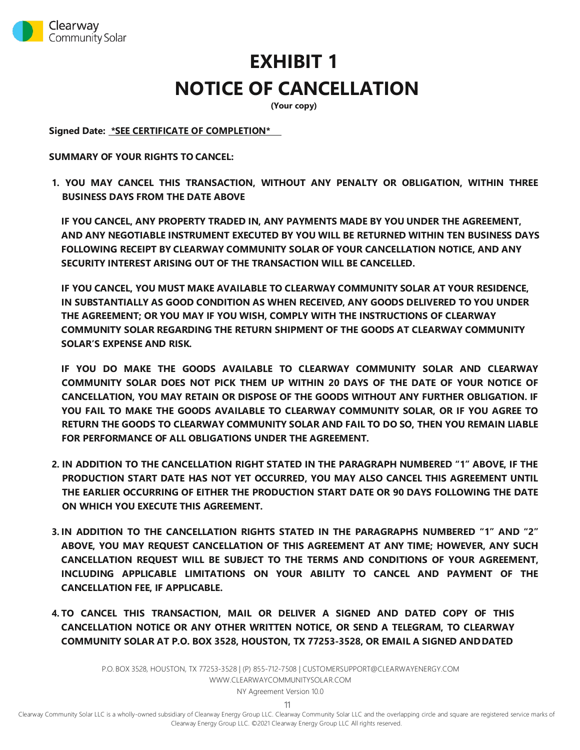# EXHIBIT 1
# NOTICE OF CANCELLATION

**(Your copy)**

**Signed Date: *SEE CERTIFICATE OF COMPLETION***

**SUMMARY OF YOUR RIGHTS TO CANCEL:**

1. **YOU MAY CANCEL THIS TRANSACTION, WITHOUT ANY PENALTY OR OBLIGATION, WITHIN THREE BUSINESS DAYS FROM THE DATE ABOVE**

   **IF YOU CANCEL, ANY PROPERTY TRADED IN, ANY PAYMENTS MADE BY YOU UNDER THE AGREEMENT, AND ANY NEGOTIABLE INSTRUMENT EXECUTED BY YOU WILL BE RETURNED WITHIN TEN BUSINESS DAYS FOLLOWING RECEIPT BY CLEARWAY COMMUNITY SOLAR OF YOUR CANCELLATION NOTICE, AND ANY SECURITY INTEREST ARISING OUT OF THE TRANSACTION WILL BE CANCELLED.**

   **IF YOU CANCEL, YOU MUST MAKE AVAILABLE TO CLEARWAY COMMUNITY SOLAR AT YOUR RESIDENCE, IN SUBSTANTIALLY AS GOOD CONDITION AS WHEN RECEIVED, ANY GOODS DELIVERED TO YOU UNDER THE AGREEMENT; OR YOU MAY IF YOU WISH, COMPLY WITH THE INSTRUCTIONS OF CLEARWAY COMMUNITY SOLAR REGARDING THE RETURN SHIPMENT OF THE GOODS AT CLEARWAY COMMUNITY SOLAR'S EXPENSE AND RISK.**

   **IF YOU DO MAKE THE GOODS AVAILABLE TO CLEARWAY COMMUNITY SOLAR AND CLEARWAY COMMUNITY SOLAR DOES NOT PICK THEM UP WITHIN 20 DAYS OF THE DATE OF YOUR NOTICE OF CANCELLATION, YOU MAY RETAIN OR DISPOSE OF THE GOODS WITHOUT ANY FURTHER OBLIGATION. IF YOU FAIL TO MAKE THE GOODS AVAILABLE TO CLEARWAY COMMUNITY SOLAR, OR IF YOU AGREE TO RETURN THE GOODS TO CLEARWAY COMMUNITY SOLAR AND FAIL TO DO SO, THEN YOU REMAIN LIABLE FOR PERFORMANCE OF ALL OBLIGATIONS UNDER THE AGREEMENT.**

2. **IN ADDITION TO THE CANCELLATION RIGHT STATED IN THE PARAGRAPH NUMBERED "1" ABOVE, IF THE PRODUCTION START DATE HAS NOT YET OCCURRED, YOU MAY ALSO CANCEL THIS AGREEMENT UNTIL THE EARLIER OCCURRING OF EITHER THE PRODUCTION START DATE OR 90 DAYS FOLLOWING THE DATE ON WHICH YOU EXECUTE THIS AGREEMENT.**

3. **IN ADDITION TO THE CANCELLATION RIGHTS STATED IN THE PARAGRAPHS NUMBERED "1" AND "2" ABOVE, YOU MAY REQUEST CANCELLATION OF THIS AGREEMENT AT ANY TIME; HOWEVER, ANY SUCH CANCELLATION REQUEST WILL BE SUBJECT TO THE TERMS AND CONDITIONS OF YOUR AGREEMENT, INCLUDING APPLICABLE LIMITATIONS ON YOUR ABILITY TO CANCEL AND PAYMENT OF THE CANCELLATION FEE, IF APPLICABLE.**

4. **TO CANCEL THIS TRANSACTION, MAIL OR DELIVER A SIGNED AND DATED COPY OF THIS CANCELLATION NOTICE OR ANY OTHER WRITTEN NOTICE, OR SEND A TELEGRAM, TO CLEARWAY COMMUNITY SOLAR AT P.O. BOX 3528, HOUSTON, TX 77253-3528, OR EMAIL A SIGNED AND DATED**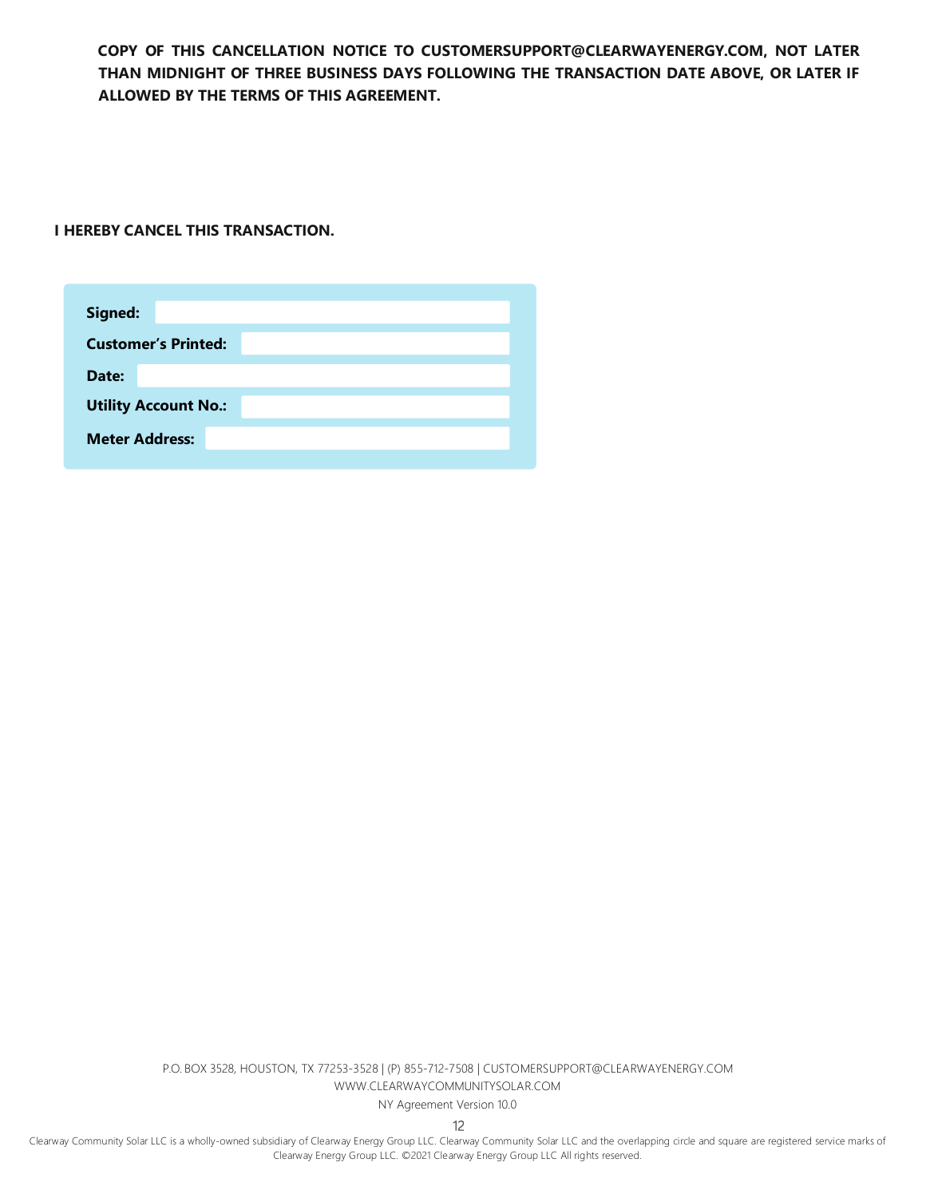**COPY OF THIS CANCELLATION NOTICE TO CUSTOMERSUPPORT@CLEARWAYENERGY.COM, NOT LATER THAN MIDNIGHT OF THREE BUSINESS DAYS FOLLOWING THE TRANSACTION DATE ABOVE, OR LATER IF ALLOWED BY THE TERMS OF THIS AGREEMENT.**

**I HEREBY CANCEL THIS TRANSACTION.**

| | |
|---|---|
| **Signed:** | |
| **Customer's Printed:** | |
| **Date:** | |
| **Utility Account No.:** | |
| **Meter Address:** | |

P.O. BOX 3528, HOUSTON, TX 77253-3528 | (P) 855-712-7508 | CUSTOMERSUPPORT@CLEARWAYENERGY.COM
WWW.CLEARWAYCOMMUNITYSOLAR.COM
NY Agreement Version 10.0

Clearway Community Solar LLC is a wholly-owned subsidiary of Clearway Energy Group LLC. Clearway Community Solar LLC and the overlapping circle and square are registered service marks of Clearway Energy Group LLC. ©2021 Clearway Energy Group LLC All rights reserved.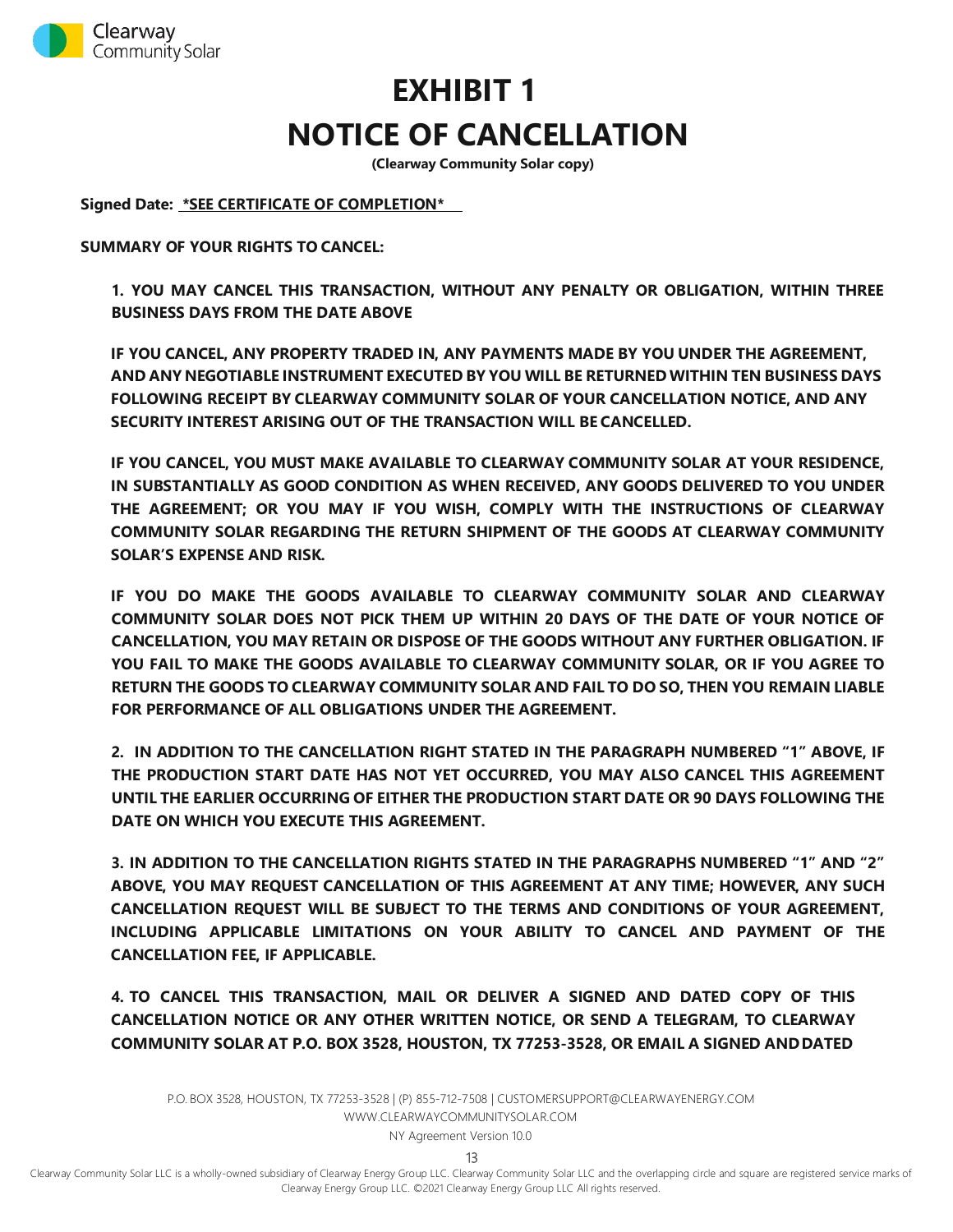# EXHIBIT 1

# NOTICE OF CANCELLATION

**(Clearway Community Solar copy)**

**Signed Date: *SEE CERTIFICATE OF COMPLETION***

**SUMMARY OF YOUR RIGHTS TO CANCEL:**

**1. YOU MAY CANCEL THIS TRANSACTION, WITHOUT ANY PENALTY OR OBLIGATION, WITHIN THREE BUSINESS DAYS FROM THE DATE ABOVE**

**IF YOU CANCEL, ANY PROPERTY TRADED IN, ANY PAYMENTS MADE BY YOU UNDER THE AGREEMENT, AND ANY NEGOTIABLE INSTRUMENT EXECUTED BY YOU WILL BE RETURNED WITHIN TEN BUSINESS DAYS FOLLOWING RECEIPT BY CLEARWAY COMMUNITY SOLAR OF YOUR CANCELLATION NOTICE, AND ANY SECURITY INTEREST ARISING OUT OF THE TRANSACTION WILL BE CANCELLED.**

**IF YOU CANCEL, YOU MUST MAKE AVAILABLE TO CLEARWAY COMMUNITY SOLAR AT YOUR RESIDENCE, IN SUBSTANTIALLY AS GOOD CONDITION AS WHEN RECEIVED, ANY GOODS DELIVERED TO YOU UNDER THE AGREEMENT; OR YOU MAY IF YOU WISH, COMPLY WITH THE INSTRUCTIONS OF CLEARWAY COMMUNITY SOLAR REGARDING THE RETURN SHIPMENT OF THE GOODS AT CLEARWAY COMMUNITY SOLAR'S EXPENSE AND RISK.**

**IF YOU DO MAKE THE GOODS AVAILABLE TO CLEARWAY COMMUNITY SOLAR AND CLEARWAY COMMUNITY SOLAR DOES NOT PICK THEM UP WITHIN 20 DAYS OF THE DATE OF YOUR NOTICE OF CANCELLATION, YOU MAY RETAIN OR DISPOSE OF THE GOODS WITHOUT ANY FURTHER OBLIGATION. IF YOU FAIL TO MAKE THE GOODS AVAILABLE TO CLEARWAY COMMUNITY SOLAR, OR IF YOU AGREE TO RETURN THE GOODS TO CLEARWAY COMMUNITY SOLAR AND FAIL TO DO SO, THEN YOU REMAIN LIABLE FOR PERFORMANCE OF ALL OBLIGATIONS UNDER THE AGREEMENT.**

**2. IN ADDITION TO THE CANCELLATION RIGHT STATED IN THE PARAGRAPH NUMBERED "1" ABOVE, IF THE PRODUCTION START DATE HAS NOT YET OCCURRED, YOU MAY ALSO CANCEL THIS AGREEMENT UNTIL THE EARLIER OCCURRING OF EITHER THE PRODUCTION START DATE OR 90 DAYS FOLLOWING THE DATE ON WHICH YOU EXECUTE THIS AGREEMENT.**

**3. IN ADDITION TO THE CANCELLATION RIGHTS STATED IN THE PARAGRAPHS NUMBERED "1" AND "2" ABOVE, YOU MAY REQUEST CANCELLATION OF THIS AGREEMENT AT ANY TIME; HOWEVER, ANY SUCH CANCELLATION REQUEST WILL BE SUBJECT TO THE TERMS AND CONDITIONS OF YOUR AGREEMENT, INCLUDING APPLICABLE LIMITATIONS ON YOUR ABILITY TO CANCEL AND PAYMENT OF THE CANCELLATION FEE, IF APPLICABLE.**

**4. TO CANCEL THIS TRANSACTION, MAIL OR DELIVER A SIGNED AND DATED COPY OF THIS CANCELLATION NOTICE OR ANY OTHER WRITTEN NOTICE, OR SEND A TELEGRAM, TO CLEARWAY COMMUNITY SOLAR AT P.O. BOX 3528, HOUSTON, TX 77253-3528, OR EMAIL A SIGNED AND DATED**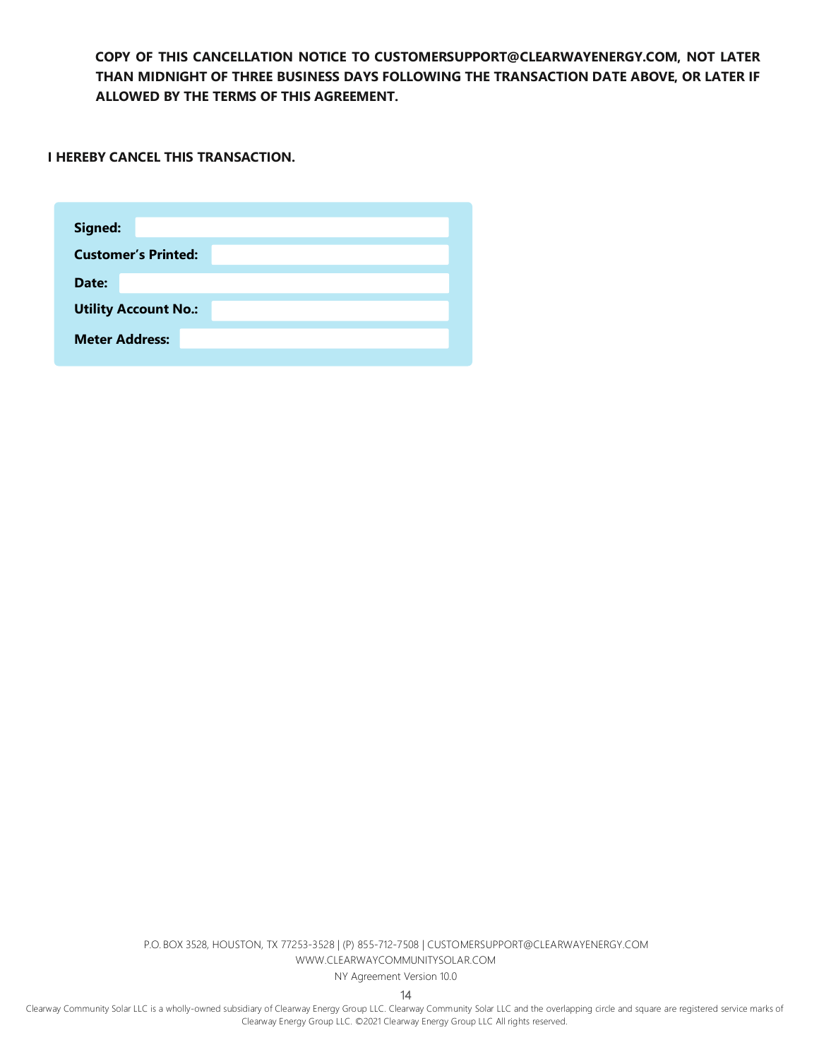**COPY OF THIS CANCELLATION NOTICE TO CUSTOMERSUPPORT@CLEARWAYENERGY.COM, NOT LATER THAN MIDNIGHT OF THREE BUSINESS DAYS FOLLOWING THE TRANSACTION DATE ABOVE, OR LATER IF ALLOWED BY THE TERMS OF THIS AGREEMENT.**

**I HEREBY CANCEL THIS TRANSACTION.**

| | |
|---|---|
| **Signed:** | |
| **Customer's Printed:** | |
| **Date:** | |
| **Utility Account No.:** | |
| **Meter Address:** | |

P.O. BOX 3528, HOUSTON, TX 77253-3528 | (P) 855-712-7508 | CUSTOMERSUPPORT@CLEARWAYENERGY.COM
WWW.CLEARWAYCOMMUNITYSOLAR.COM
NY Agreement Version 10.0

Clearway Community Solar LLC is a wholly-owned subsidiary of Clearway Energy Group LLC. Clearway Community Solar LLC and the overlapping circle and square are registered service marks of Clearway Energy Group LLC. ©2021 Clearway Energy Group LLC All rights reserved.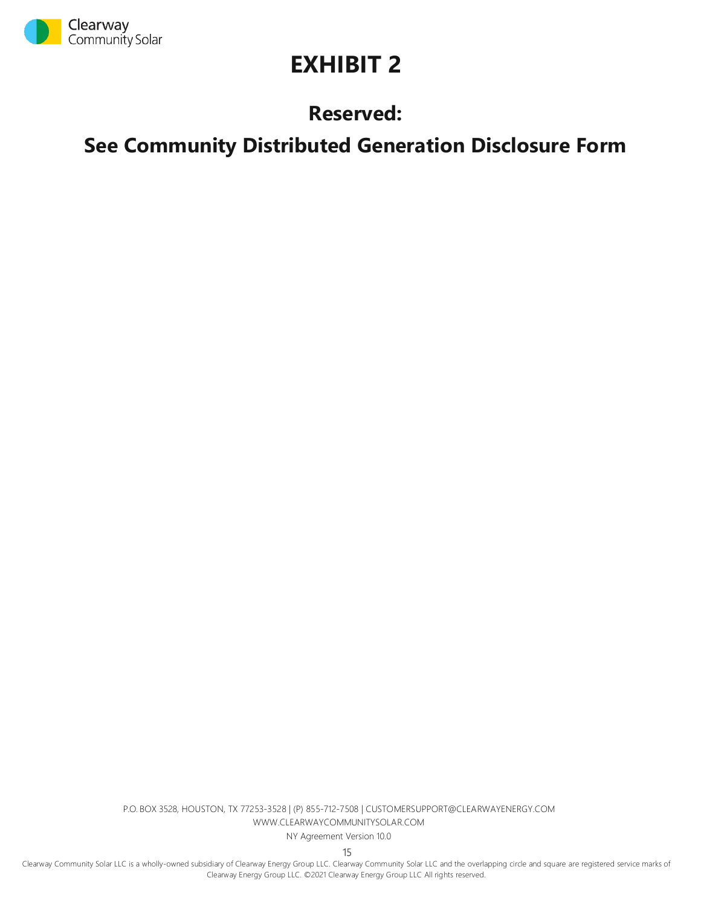# EXHIBIT 2

## Reserved:

## See Community Distributed Generation Disclosure Form